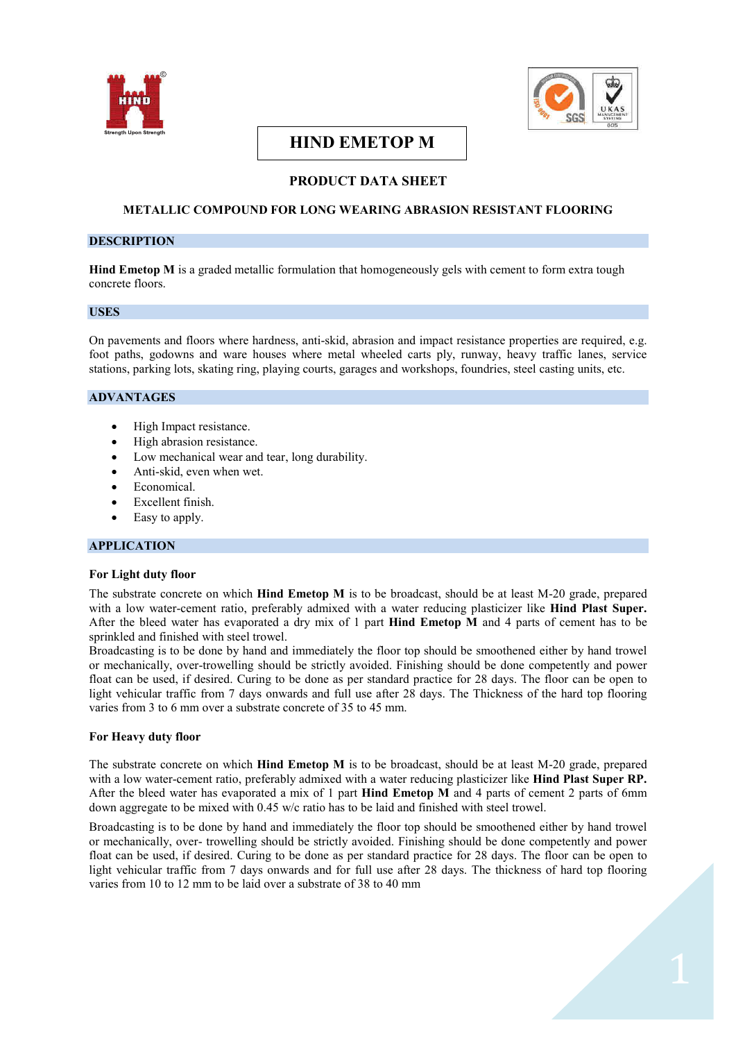# HIND EMETOP M

## PRODUCT DATA SHEET

### METALLIC COMPOUND FOR LONG WEARING ABRASION RESISTANT FLOORING

## DESCRIPTION

**Hind Emetop M** is a graded metallic formulation that homogeneously gels with cement to form extra tough concrete floors.

## USES

On pavements and floors where hardness, anti-skid, abrasion and impact resistance properties are required, e.g. foot paths, godowns and ware houses where metal wheeled carts ply, runway, heavy traffic lanes, service stations, parking lots, skating ring, playing courts, garages and workshops, foundries, steel casting units, etc.

## ADVANTAGES

- High Impact resistance.
- High abrasion resistance.
- Low mechanical wear and tear, long durability.
- Anti-skid, even when wet.
- Economical.
- Excellent finish.
- Easy to apply.

## APPLICATION

**For Light duty floor**

The substrate concrete on which **Hind Emetop M** is to be broadcast, should be at least M-20 grade, prepared with a low water-cement ratio, preferably admixed with a water reducing plasticizer like **Hind Plast Super.** After the bleed water has evaporated a dry mix of 1 part **Hind Emetop M** and 4 parts of cement has to be sprinkled and finished with steel trowel.
Broadcasting is to be done by hand and immediately the floor top should be smoothened either by hand trowel or mechanically, over-trowelling should be strictly avoided. Finishing should be done competently and power float can be used, if desired. Curing to be done as per standard practice for 28 days. The floor can be open to light vehicular traffic from 7 days onwards and full use after 28 days. The Thickness of the hard top flooring varies from 3 to 6 mm over a substrate concrete of 35 to 45 mm.

**For Heavy duty floor**

The substrate concrete on which **Hind Emetop M** is to be broadcast, should be at least M-20 grade, prepared with a low water-cement ratio, preferably admixed with a water reducing plasticizer like **Hind Plast Super RP.** After the bleed water has evaporated a mix of 1 part **Hind Emetop M** and 4 parts of cement 2 parts of 6mm down aggregate to be mixed with 0.45 w/c ratio has to be laid and finished with steel trowel.

Broadcasting is to be done by hand and immediately the floor top should be smoothened either by hand trowel or mechanically, over- trowelling should be strictly avoided. Finishing should be done competently and power float can be used, if desired. Curing to be done as per standard practice for 28 days. The floor can be open to light vehicular traffic from 7 days onwards and for full use after 28 days. The thickness of hard top flooring varies from 10 to 12 mm to be laid over a substrate of 38 to 40 mm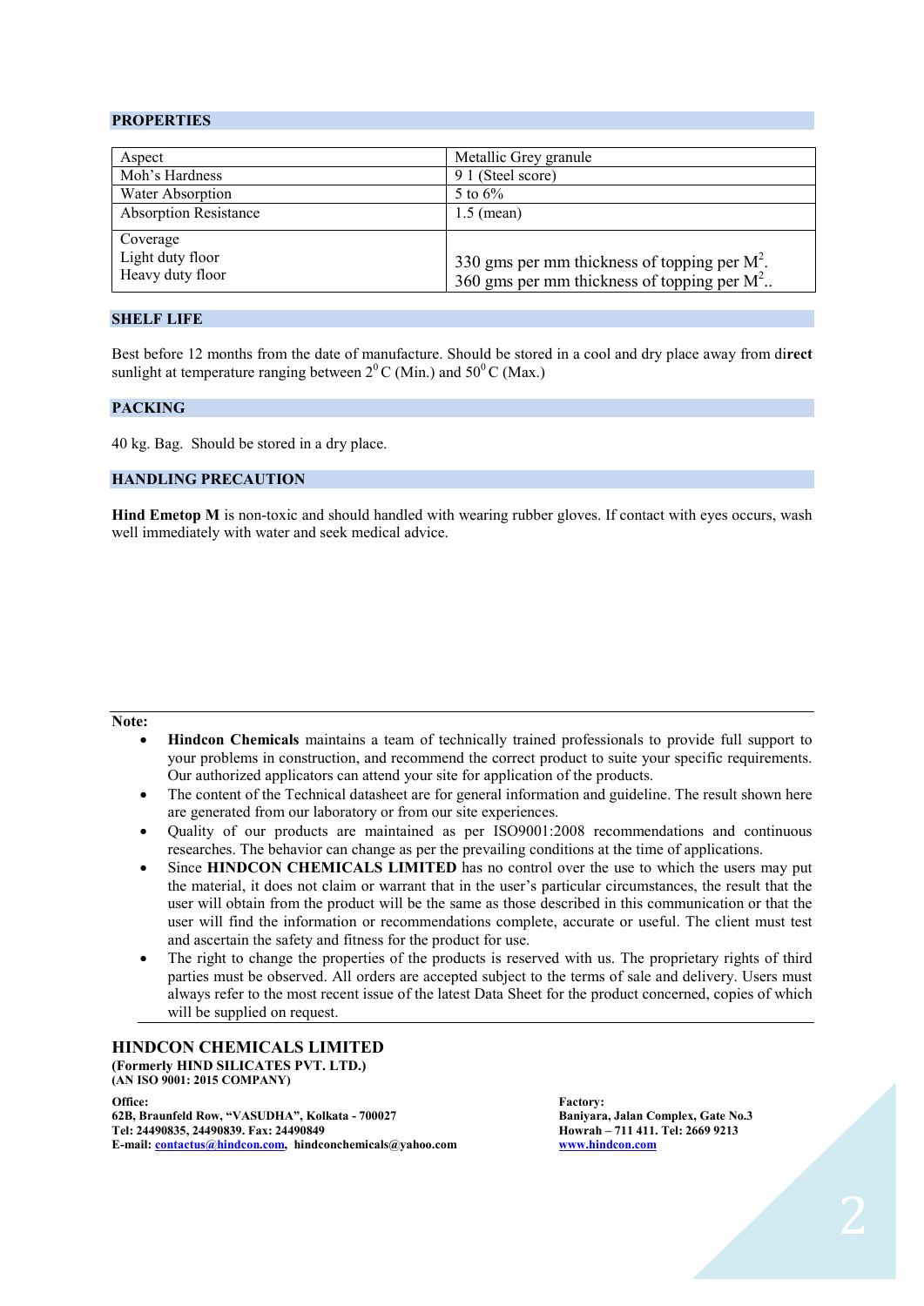## PROPERTIES

| | |
|---|---|
| Aspect | Metallic Grey granule |
| Moh's Hardness | 9 1 (Steel score) |
| Water Absorption | 5 to 6% |
| Absorption Resistance | 1.5 (mean) |
| Coverage<br>Light duty floor<br>Heavy duty floor | 330 gms per mm thickness of topping per $M^2$.<br>360 gms per mm thickness of topping per $M^2$.. |

## SHELF LIFE

Best before 12 months from the date of manufacture. Should be stored in a cool and dry place away from di**rect** sunlight at temperature ranging between $2^0$ C (Min.) and $50^0$ C (Max.)

## PACKING

40 kg. Bag. Should be stored in a dry place.

## HANDLING PRECAUTION

**Hind Emetop M** is non-toxic and should handled with wearing rubber gloves. If contact with eyes occurs, wash well immediately with water and seek medical advice.

---

**Note:**

- **Hindcon Chemicals** maintains a team of technically trained professionals to provide full support to your problems in construction, and recommend the correct product to suite your specific requirements. Our authorized applicators can attend your site for application of the products.
- The content of the Technical datasheet are for general information and guideline. The result shown here are generated from our laboratory or from our site experiences.
- Quality of our products are maintained as per ISO9001:2008 recommendations and continuous researches. The behavior can change as per the prevailing conditions at the time of applications.
- Since **HINDCON CHEMICALS LIMITED** has no control over the use to which the users may put the material, it does not claim or warrant that in the user's particular circumstances, the result that the user will obtain from the product will be the same as those described in this communication or that the user will find the information or recommendations complete, accurate or useful. The client must test and ascertain the safety and fitness for the product for use.
- The right to change the properties of the products is reserved with us. The proprietary rights of third parties must be observed. All orders are accepted subject to the terms of sale and delivery. Users must always refer to the most recent issue of the latest Data Sheet for the product concerned, copies of which will be supplied on request.

---

**HINDCON CHEMICALS LIMITED**
**(Formerly HIND SILICATES PVT. LTD.)**
**(AN ISO 9001: 2015 COMPANY)**

**Office:**
**62B, Braunfeld Row, "VASUDHA", Kolkata - 700027**
**Tel: 24490835, 24490839. Fax: 24490849**
**E-mail: contactus@hindcon.com, hindconchemicals@yahoo.com**

**Factory:**
**Baniyara, Jalan Complex, Gate No.3**
**Howrah – 711 411. Tel: 2669 9213**
**www.hindcon.com**